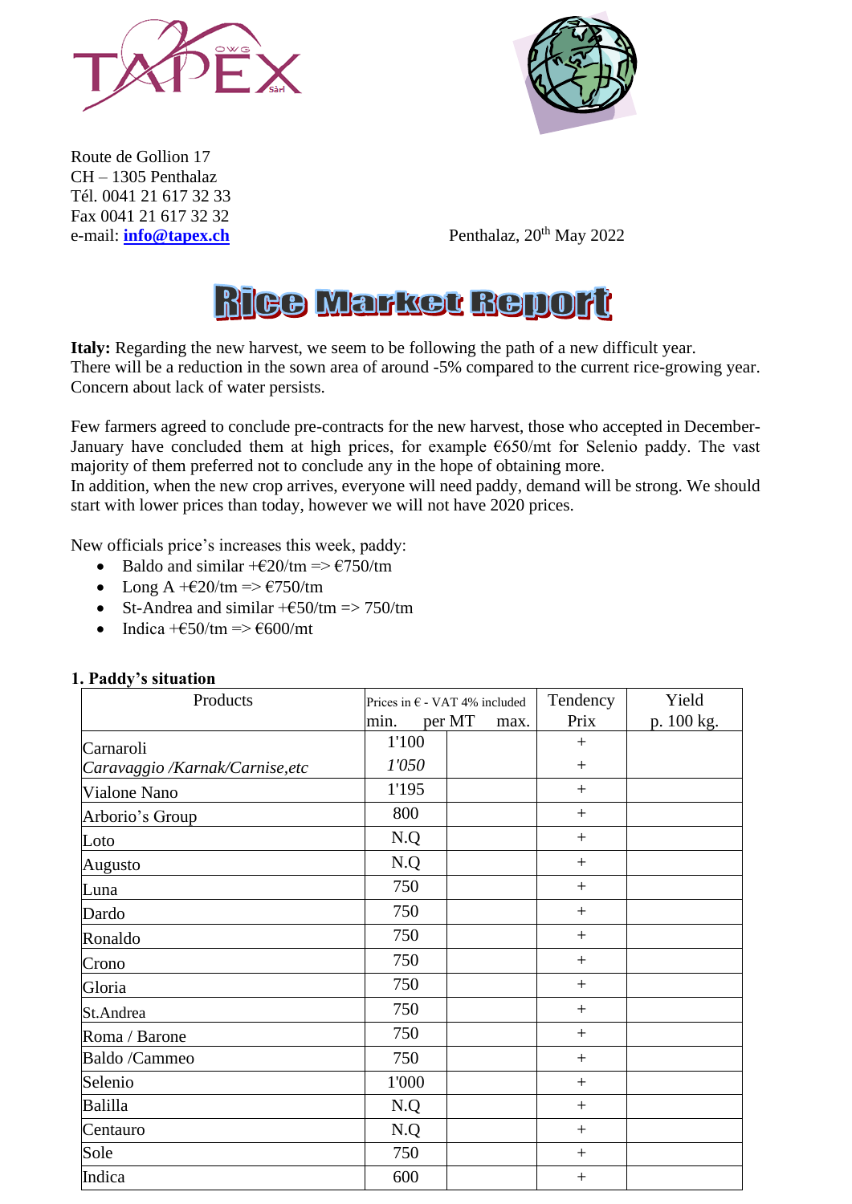TAPEX Sàrl

Route de Gollion 17
CH – 1305 Penthalaz
Tél. 0041 21 617 32 33
Fax 0041 21 617 32 32
e-mail: **info@tapex.ch**

Penthalaz, 20th May 2022

# Rice Market Report

**Italy:** Regarding the new harvest, we seem to be following the path of a new difficult year. There will be a reduction in the sown area of around -5% compared to the current rice-growing year. Concern about lack of water persists.

Few farmers agreed to conclude pre-contracts for the new harvest, those who accepted in December-January have concluded them at high prices, for example €650/mt for Selenio paddy. The vast majority of them preferred not to conclude any in the hope of obtaining more.
In addition, when the new crop arrives, everyone will need paddy, demand will be strong. We should start with lower prices than today, however we will not have 2020 prices.

New officials price's increases this week, paddy:

- Baldo and similar +€20/tm => €750/tm
- Long A +€20/tm => €750/tm
- St-Andrea and similar +€50/tm => 750/tm
- Indica +€50/tm => €600/mt

### 1. Paddy's situation

| Products | Prices in € - VAT 4% included min. per MT | max. | Tendency Prix | Yield p. 100 kg. |
|---|---|---|---|---|
| Carnaroli | 1'100 | | + | |
| *Caravaggio /Karnak/Carnise,etc* | *1'050* | | + | |
| Vialone Nano | 1'195 | | + | |
| Arborio's Group | 800 | | + | |
| Loto | N.Q | | + | |
| Augusto | N.Q | | + | |
| Luna | 750 | | + | |
| Dardo | 750 | | + | |
| Ronaldo | 750 | | + | |
| Crono | 750 | | + | |
| Gloria | 750 | | + | |
| St.Andrea | 750 | | + | |
| Roma / Barone | 750 | | + | |
| Baldo /Cammeo | 750 | | + | |
| Selenio | 1'000 | | + | |
| Balilla | N.Q | | + | |
| Centauro | N.Q | | + | |
| Sole | 750 | | + | |
| Indica | 600 | | + | |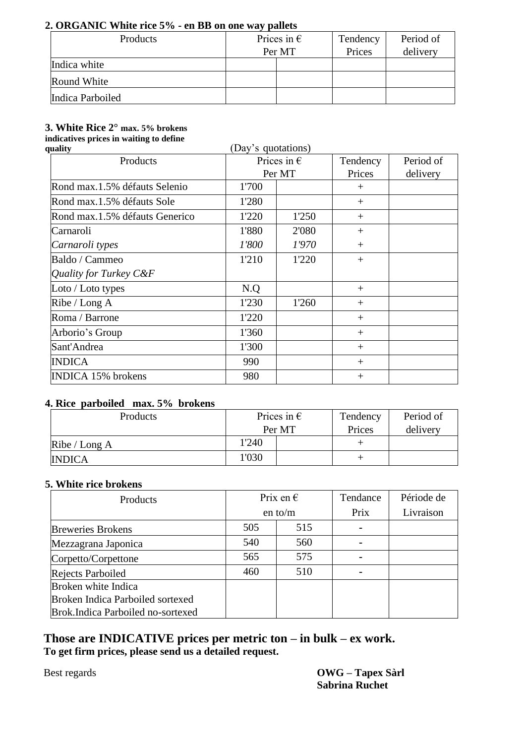**2. ORGANIC White rice 5% - en BB on one way pallets**

| Products | Prices in € Per MT | | Tendency Prices | Period of delivery |
|---|---|---|---|---|
| Indica white | | | | |
| Round White | | | | |
| Indica Parboiled | | | | |

**3. White Rice 2° max. 5% brokens indicatives prices in waiting to define quality** (Day's quotations)

| Products | Prices in € Per MT | | Tendency Prices | Period of delivery |
|---|---|---|---|---|
| Rond max.1.5% défauts Selenio | 1'700 | | + | |
| Rond max.1.5% défauts Sole | 1'280 | | + | |
| Rond max.1.5% défauts Generico | 1'220 | 1'250 | + | |
| Carnaroli | 1'880 | 2'080 | + | |
| *Carnaroli types* | *1'800* | *1'970* | + | |
| Baldo / Cammeo | 1'210 | 1'220 | + | |
| *Quality for Turkey C&F* | | | | |
| Loto / Loto types | N.Q | | + | |
| Ribe / Long A | 1'230 | 1'260 | + | |
| Roma / Barrone | 1'220 | | + | |
| Arborio's Group | 1'360 | | + | |
| Sant'Andrea | 1'300 | | + | |
| INDICA | 990 | | + | |
| INDICA 15% brokens | 980 | | + | |

**4. Rice parboiled max. 5% brokens**

| Products | Prices in € Per MT | | Tendency Prices | Period of delivery |
|---|---|---|---|---|
| Ribe / Long A | 1'240 | | + | |
| INDICA | 1'030 | | + | |

**5. White rice brokens**

| Products | Prix en € en to/m | | Tendance Prix | Période de Livraison |
|---|---|---|---|---|
| Breweries Brokens | 505 | 515 | - | |
| Mezzagrana Japonica | 540 | 560 | - | |
| Corpetto/Corpettone | 565 | 575 | - | |
| Rejects Parboiled | 460 | 510 | - | |
| Broken white Indica<br>Broken Indica Parboiled sortexed<br>Brok.Indica Parboiled no-sortexed | | | | |

**Those are INDICATIVE prices per metric ton – in bulk – ex work.**
**To get firm prices, please send us a detailed request.**

Best regards

**OWG – Tapex Sàrl**
**Sabrina Ruchet**